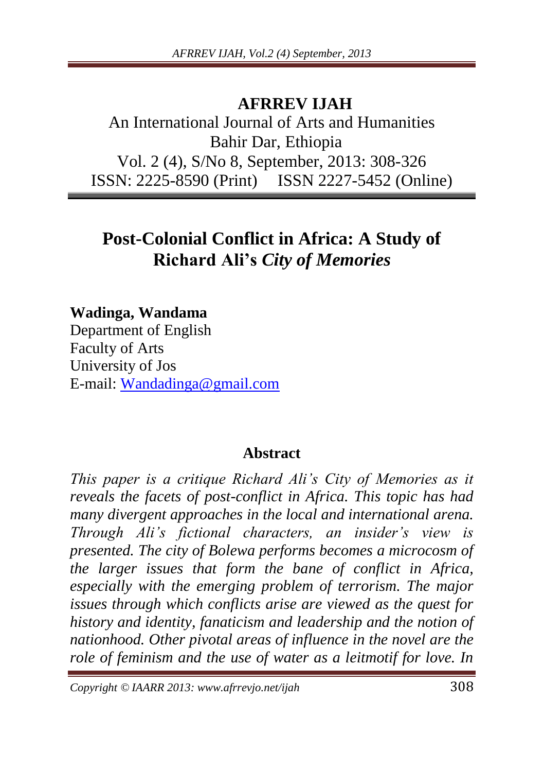**AFRREV IJAH**

An International Journal of Arts and Humanities
Bahir Dar, Ethiopia
Vol. 2 (4), S/No 8, September, 2013: 308-326
ISSN: 2225-8590 (Print) ISSN 2227-5452 (Online)

# Post-Colonial Conflict in Africa: A Study of Richard Ali's *City of Memories*

**Wadinga, Wandama**
Department of English
Faculty of Arts
University of Jos
E-mail: Wandadinga@gmail.com

## Abstract

*This paper is a critique Richard Ali's City of Memories as it reveals the facets of post-conflict in Africa. This topic has had many divergent approaches in the local and international arena. Through Ali's fictional characters, an insider's view is presented. The city of Bolewa performs becomes a microcosm of the larger issues that form the bane of conflict in Africa, especially with the emerging problem of terrorism. The major issues through which conflicts arise are viewed as the quest for history and identity, fanaticism and leadership and the notion of nationhood. Other pivotal areas of influence in the novel are the role of feminism and the use of water as a leitmotif for love. In*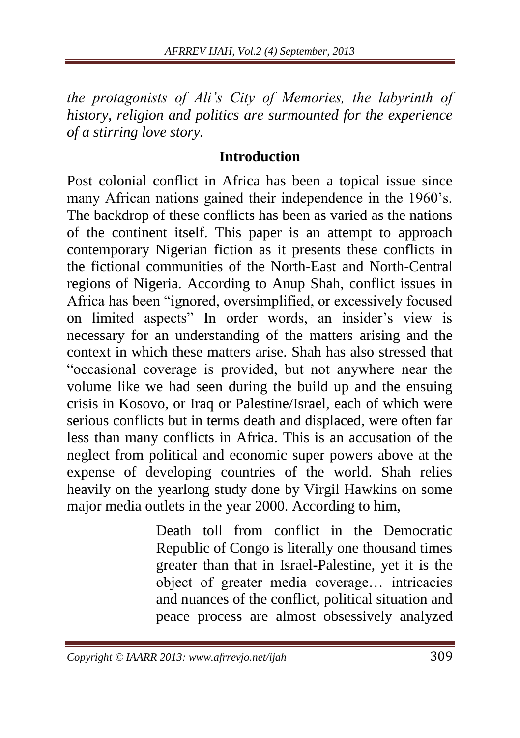*the protagonists of Ali's City of Memories, the labyrinth of history, religion and politics are surmounted for the experience of a stirring love story.*

## Introduction

Post colonial conflict in Africa has been a topical issue since many African nations gained their independence in the 1960's. The backdrop of these conflicts has been as varied as the nations of the continent itself. This paper is an attempt to approach contemporary Nigerian fiction as it presents these conflicts in the fictional communities of the North-East and North-Central regions of Nigeria. According to Anup Shah, conflict issues in Africa has been "ignored, oversimplified, or excessively focused on limited aspects" In order words, an insider's view is necessary for an understanding of the matters arising and the context in which these matters arise. Shah has also stressed that "occasional coverage is provided, but not anywhere near the volume like we had seen during the build up and the ensuing crisis in Kosovo, or Iraq or Palestine/Israel, each of which were serious conflicts but in terms death and displaced, were often far less than many conflicts in Africa. This is an accusation of the neglect from political and economic super powers above at the expense of developing countries of the world. Shah relies heavily on the yearlong study done by Virgil Hawkins on some major media outlets in the year 2000. According to him,

> Death toll from conflict in the Democratic Republic of Congo is literally one thousand times greater than that in Israel-Palestine, yet it is the object of greater media coverage… intricacies and nuances of the conflict, political situation and peace process are almost obsessively analyzed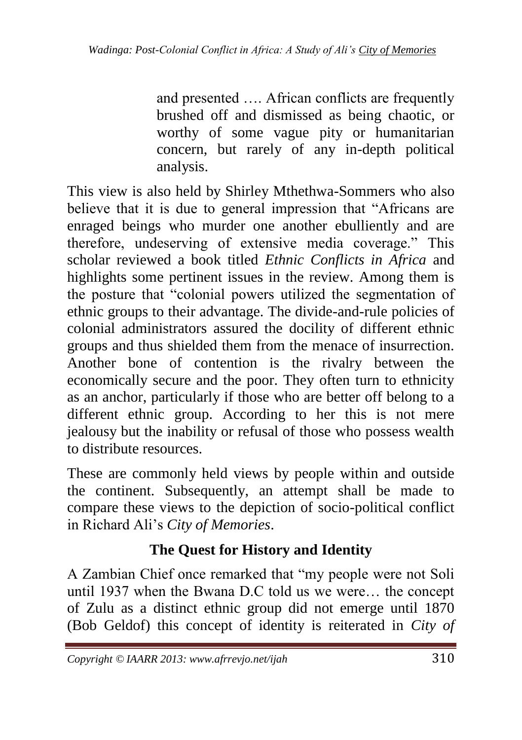> and presented …. African conflicts are frequently brushed off and dismissed as being chaotic, or worthy of some vague pity or humanitarian concern, but rarely of any in-depth political analysis.

This view is also held by Shirley Mthethwa-Sommers who also believe that it is due to general impression that "Africans are enraged beings who murder one another ebulliently and are therefore, undeserving of extensive media coverage." This scholar reviewed a book titled *Ethnic Conflicts in Africa* and highlights some pertinent issues in the review. Among them is the posture that "colonial powers utilized the segmentation of ethnic groups to their advantage. The divide-and-rule policies of colonial administrators assured the docility of different ethnic groups and thus shielded them from the menace of insurrection. Another bone of contention is the rivalry between the economically secure and the poor. They often turn to ethnicity as an anchor, particularly if those who are better off belong to a different ethnic group. According to her this is not mere jealousy but the inability or refusal of those who possess wealth to distribute resources.

These are commonly held views by people within and outside the continent. Subsequently, an attempt shall be made to compare these views to the depiction of socio-political conflict in Richard Ali's *City of Memories*.

## The Quest for History and Identity

A Zambian Chief once remarked that "my people were not Soli until 1937 when the Bwana D.C told us we were… the concept of Zulu as a distinct ethnic group did not emerge until 1870 (Bob Geldof) this concept of identity is reiterated in *City of*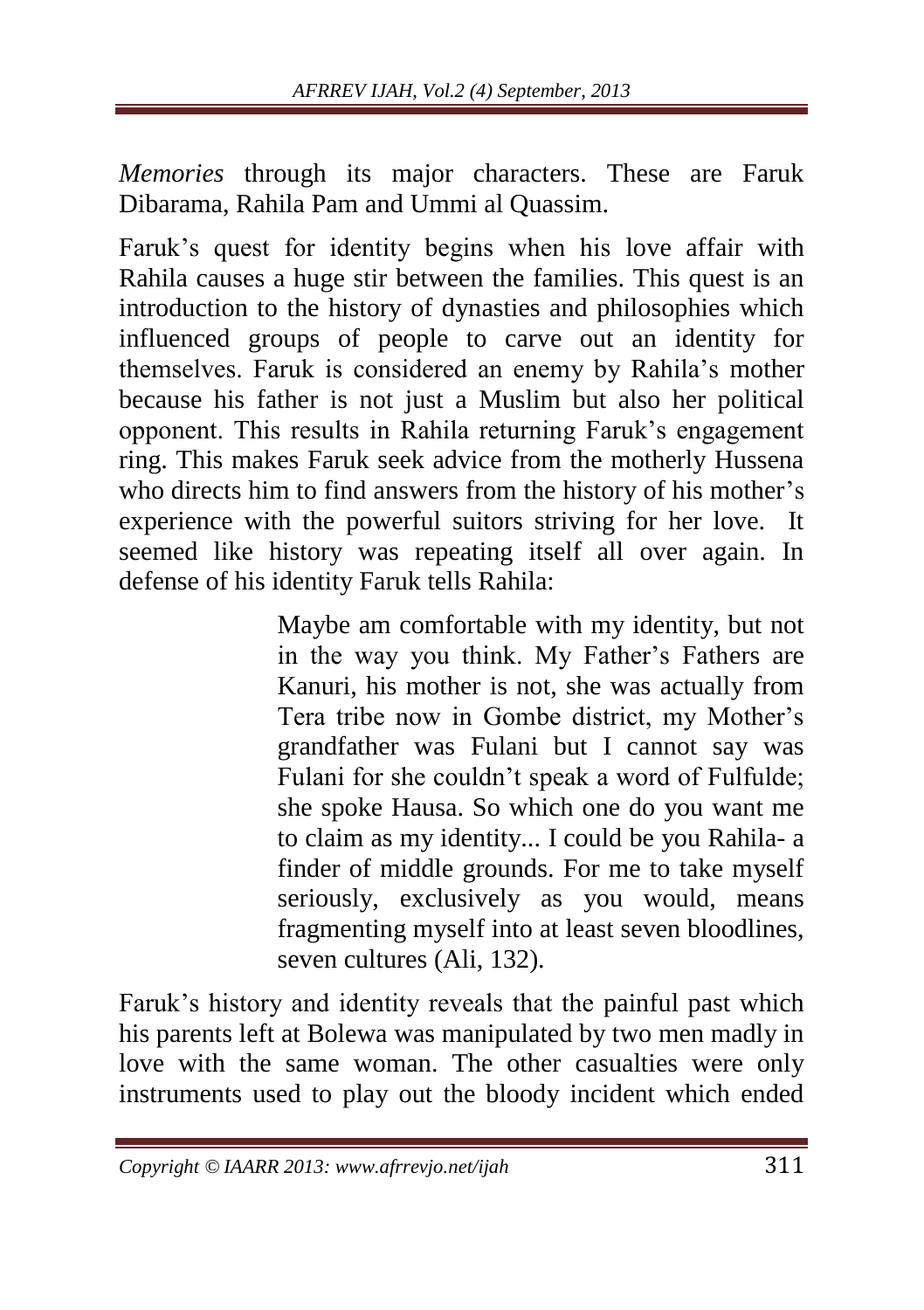*Memories* through its major characters. These are Faruk Dibarama, Rahila Pam and Ummi al Quassim.

Faruk's quest for identity begins when his love affair with Rahila causes a huge stir between the families. This quest is an introduction to the history of dynasties and philosophies which influenced groups of people to carve out an identity for themselves. Faruk is considered an enemy by Rahila's mother because his father is not just a Muslim but also her political opponent. This results in Rahila returning Faruk's engagement ring. This makes Faruk seek advice from the motherly Hussena who directs him to find answers from the history of his mother's experience with the powerful suitors striving for her love. It seemed like history was repeating itself all over again. In defense of his identity Faruk tells Rahila:

> Maybe am comfortable with my identity, but not in the way you think. My Father's Fathers are Kanuri, his mother is not, she was actually from Tera tribe now in Gombe district, my Mother's grandfather was Fulani but I cannot say was Fulani for she couldn't speak a word of Fulfulde; she spoke Hausa. So which one do you want me to claim as my identity... I could be you Rahila- a finder of middle grounds. For me to take myself seriously, exclusively as you would, means fragmenting myself into at least seven bloodlines, seven cultures (Ali, 132).

Faruk's history and identity reveals that the painful past which his parents left at Bolewa was manipulated by two men madly in love with the same woman. The other casualties were only instruments used to play out the bloody incident which ended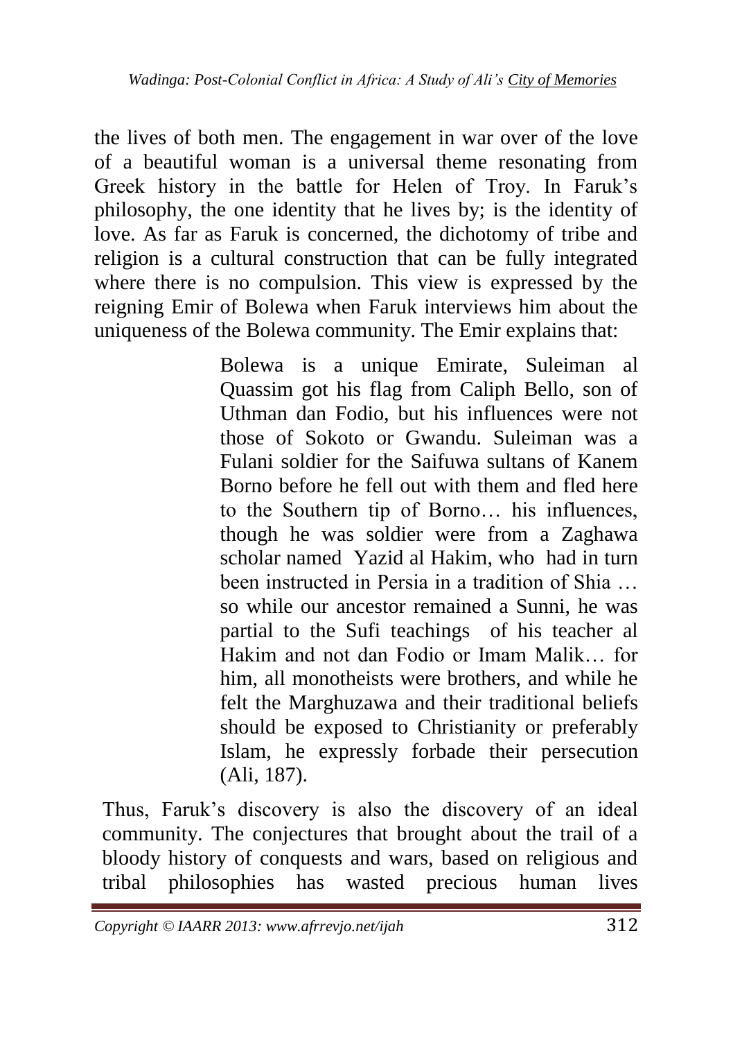the lives of both men. The engagement in war over of the love of a beautiful woman is a universal theme resonating from Greek history in the battle for Helen of Troy. In Faruk's philosophy, the one identity that he lives by; is the identity of love. As far as Faruk is concerned, the dichotomy of tribe and religion is a cultural construction that can be fully integrated where there is no compulsion. This view is expressed by the reigning Emir of Bolewa when Faruk interviews him about the uniqueness of the Bolewa community. The Emir explains that:

> Bolewa is a unique Emirate, Suleiman al Quassim got his flag from Caliph Bello, son of Uthman dan Fodio, but his influences were not those of Sokoto or Gwandu. Suleiman was a Fulani soldier for the Saifuwa sultans of Kanem Borno before he fell out with them and fled here to the Southern tip of Borno… his influences, though he was soldier were from a Zaghawa scholar named Yazid al Hakim, who had in turn been instructed in Persia in a tradition of Shia … so while our ancestor remained a Sunni, he was partial to the Sufi teachings of his teacher al Hakim and not dan Fodio or Imam Malik… for him, all monotheists were brothers, and while he felt the Marghuzawa and their traditional beliefs should be exposed to Christianity or preferably Islam, he expressly forbade their persecution (Ali, 187).

Thus, Faruk's discovery is also the discovery of an ideal community. The conjectures that brought about the trail of a bloody history of conquests and wars, based on religious and tribal philosophies has wasted precious human lives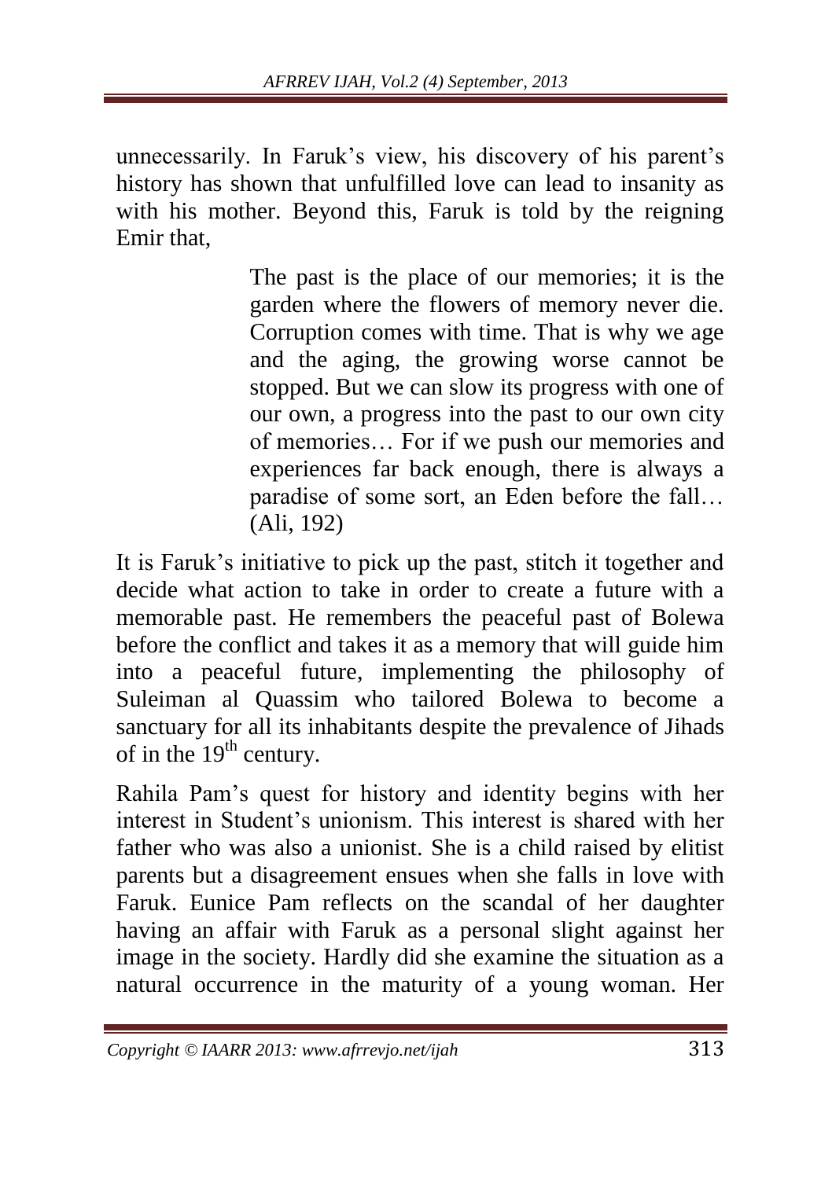unnecessarily. In Faruk's view, his discovery of his parent's history has shown that unfulfilled love can lead to insanity as with his mother. Beyond this, Faruk is told by the reigning Emir that,

> The past is the place of our memories; it is the garden where the flowers of memory never die. Corruption comes with time. That is why we age and the aging, the growing worse cannot be stopped. But we can slow its progress with one of our own, a progress into the past to our own city of memories… For if we push our memories and experiences far back enough, there is always a paradise of some sort, an Eden before the fall… (Ali, 192)

It is Faruk's initiative to pick up the past, stitch it together and decide what action to take in order to create a future with a memorable past. He remembers the peaceful past of Bolewa before the conflict and takes it as a memory that will guide him into a peaceful future, implementing the philosophy of Suleiman al Quassim who tailored Bolewa to become a sanctuary for all its inhabitants despite the prevalence of Jihads of in the 19th century.

Rahila Pam's quest for history and identity begins with her interest in Student's unionism. This interest is shared with her father who was also a unionist. She is a child raised by elitist parents but a disagreement ensues when she falls in love with Faruk. Eunice Pam reflects on the scandal of her daughter having an affair with Faruk as a personal slight against her image in the society. Hardly did she examine the situation as a natural occurrence in the maturity of a young woman. Her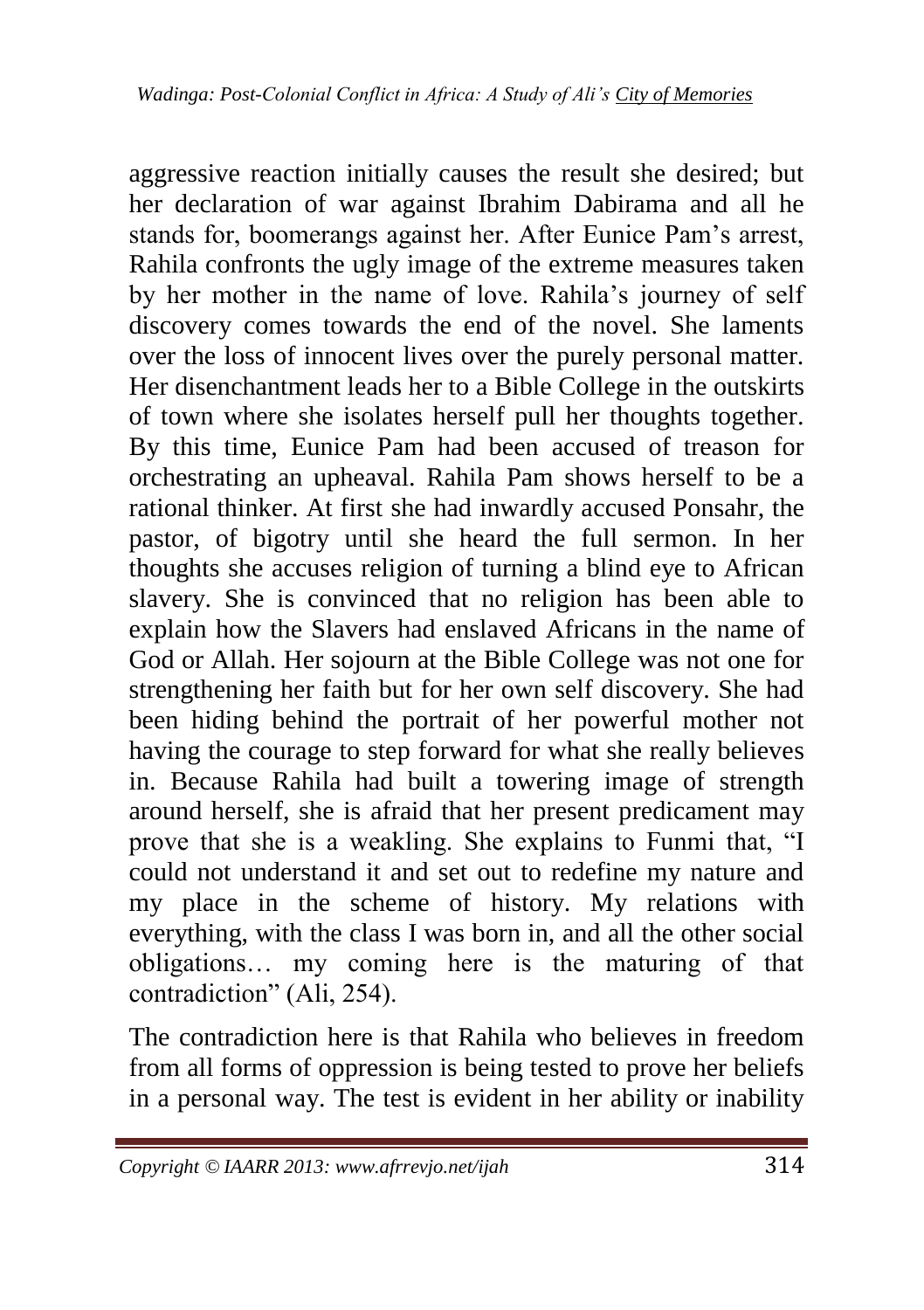aggressive reaction initially causes the result she desired; but her declaration of war against Ibrahim Dabirama and all he stands for, boomerangs against her. After Eunice Pam's arrest, Rahila confronts the ugly image of the extreme measures taken by her mother in the name of love. Rahila's journey of self discovery comes towards the end of the novel. She laments over the loss of innocent lives over the purely personal matter. Her disenchantment leads her to a Bible College in the outskirts of town where she isolates herself pull her thoughts together. By this time, Eunice Pam had been accused of treason for orchestrating an upheaval. Rahila Pam shows herself to be a rational thinker. At first she had inwardly accused Ponsahr, the pastor, of bigotry until she heard the full sermon. In her thoughts she accuses religion of turning a blind eye to African slavery. She is convinced that no religion has been able to explain how the Slavers had enslaved Africans in the name of God or Allah. Her sojourn at the Bible College was not one for strengthening her faith but for her own self discovery. She had been hiding behind the portrait of her powerful mother not having the courage to step forward for what she really believes in. Because Rahila had built a towering image of strength around herself, she is afraid that her present predicament may prove that she is a weakling. She explains to Funmi that, "I could not understand it and set out to redefine my nature and my place in the scheme of history. My relations with everything, with the class I was born in, and all the other social obligations… my coming here is the maturing of that contradiction" (Ali, 254).

The contradiction here is that Rahila who believes in freedom from all forms of oppression is being tested to prove her beliefs in a personal way. The test is evident in her ability or inability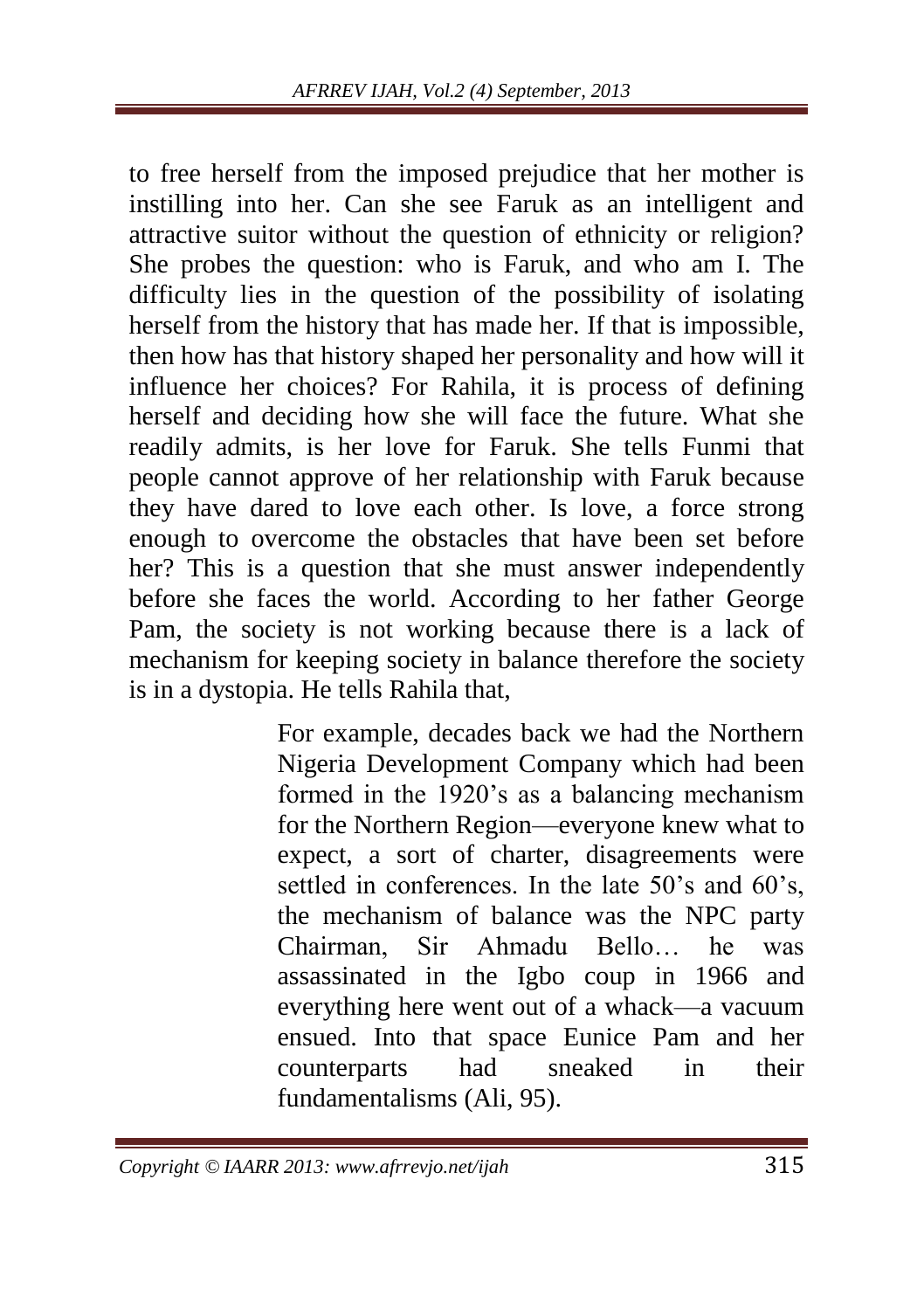to free herself from the imposed prejudice that her mother is instilling into her. Can she see Faruk as an intelligent and attractive suitor without the question of ethnicity or religion? She probes the question: who is Faruk, and who am I. The difficulty lies in the question of the possibility of isolating herself from the history that has made her. If that is impossible, then how has that history shaped her personality and how will it influence her choices? For Rahila, it is process of defining herself and deciding how she will face the future. What she readily admits, is her love for Faruk. She tells Funmi that people cannot approve of her relationship with Faruk because they have dared to love each other. Is love, a force strong enough to overcome the obstacles that have been set before her? This is a question that she must answer independently before she faces the world. According to her father George Pam, the society is not working because there is a lack of mechanism for keeping society in balance therefore the society is in a dystopia. He tells Rahila that,

> For example, decades back we had the Northern Nigeria Development Company which had been formed in the 1920's as a balancing mechanism for the Northern Region—everyone knew what to expect, a sort of charter, disagreements were settled in conferences. In the late 50's and 60's, the mechanism of balance was the NPC party Chairman, Sir Ahmadu Bello… he was assassinated in the Igbo coup in 1966 and everything here went out of a whack—a vacuum ensued. Into that space Eunice Pam and her counterparts had sneaked in their fundamentalisms (Ali, 95).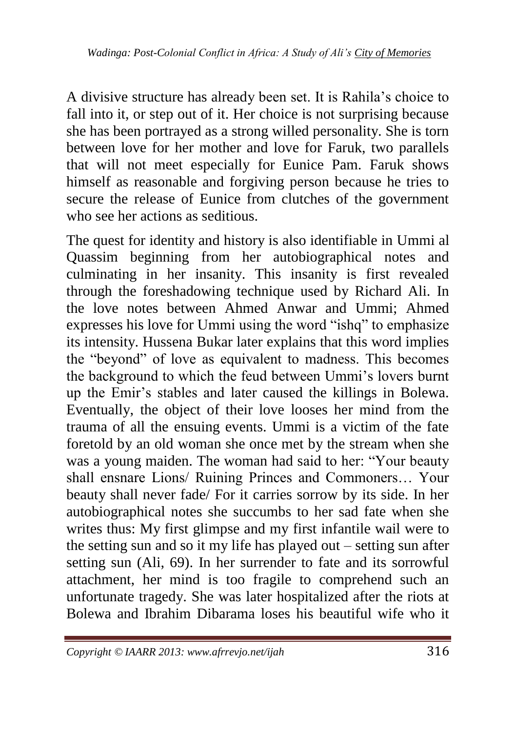A divisive structure has already been set. It is Rahila's choice to fall into it, or step out of it. Her choice is not surprising because she has been portrayed as a strong willed personality. She is torn between love for her mother and love for Faruk, two parallels that will not meet especially for Eunice Pam. Faruk shows himself as reasonable and forgiving person because he tries to secure the release of Eunice from clutches of the government who see her actions as seditious.

The quest for identity and history is also identifiable in Ummi al Quassim beginning from her autobiographical notes and culminating in her insanity. This insanity is first revealed through the foreshadowing technique used by Richard Ali. In the love notes between Ahmed Anwar and Ummi; Ahmed expresses his love for Ummi using the word "ishq" to emphasize its intensity. Hussena Bukar later explains that this word implies the "beyond" of love as equivalent to madness. This becomes the background to which the feud between Ummi's lovers burnt up the Emir's stables and later caused the killings in Bolewa. Eventually, the object of their love looses her mind from the trauma of all the ensuing events. Ummi is a victim of the fate foretold by an old woman she once met by the stream when she was a young maiden. The woman had said to her: "Your beauty shall ensnare Lions/ Ruining Princes and Commoners… Your beauty shall never fade/ For it carries sorrow by its side. In her autobiographical notes she succumbs to her sad fate when she writes thus: My first glimpse and my first infantile wail were to the setting sun and so it my life has played out – setting sun after setting sun (Ali, 69). In her surrender to fate and its sorrowful attachment, her mind is too fragile to comprehend such an unfortunate tragedy. She was later hospitalized after the riots at Bolewa and Ibrahim Dibarama loses his beautiful wife who it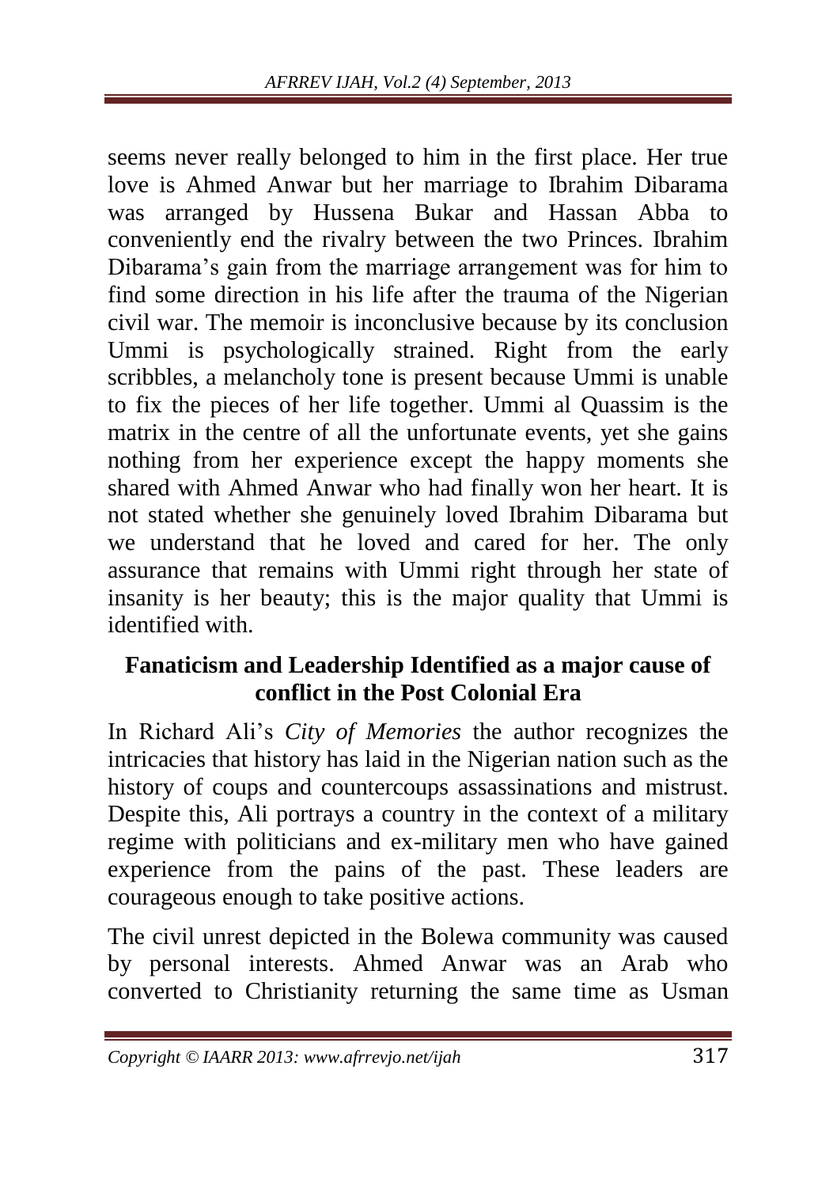seems never really belonged to him in the first place. Her true love is Ahmed Anwar but her marriage to Ibrahim Dibarama was arranged by Hussena Bukar and Hassan Abba to conveniently end the rivalry between the two Princes. Ibrahim Dibarama's gain from the marriage arrangement was for him to find some direction in his life after the trauma of the Nigerian civil war. The memoir is inconclusive because by its conclusion Ummi is psychologically strained. Right from the early scribbles, a melancholy tone is present because Ummi is unable to fix the pieces of her life together. Ummi al Quassim is the matrix in the centre of all the unfortunate events, yet she gains nothing from her experience except the happy moments she shared with Ahmed Anwar who had finally won her heart. It is not stated whether she genuinely loved Ibrahim Dibarama but we understand that he loved and cared for her. The only assurance that remains with Ummi right through her state of insanity is her beauty; this is the major quality that Ummi is identified with.

## Fanaticism and Leadership Identified as a major cause of conflict in the Post Colonial Era

In Richard Ali's *City of Memories* the author recognizes the intricacies that history has laid in the Nigerian nation such as the history of coups and countercoups assassinations and mistrust. Despite this, Ali portrays a country in the context of a military regime with politicians and ex-military men who have gained experience from the pains of the past. These leaders are courageous enough to take positive actions.

The civil unrest depicted in the Bolewa community was caused by personal interests. Ahmed Anwar was an Arab who converted to Christianity returning the same time as Usman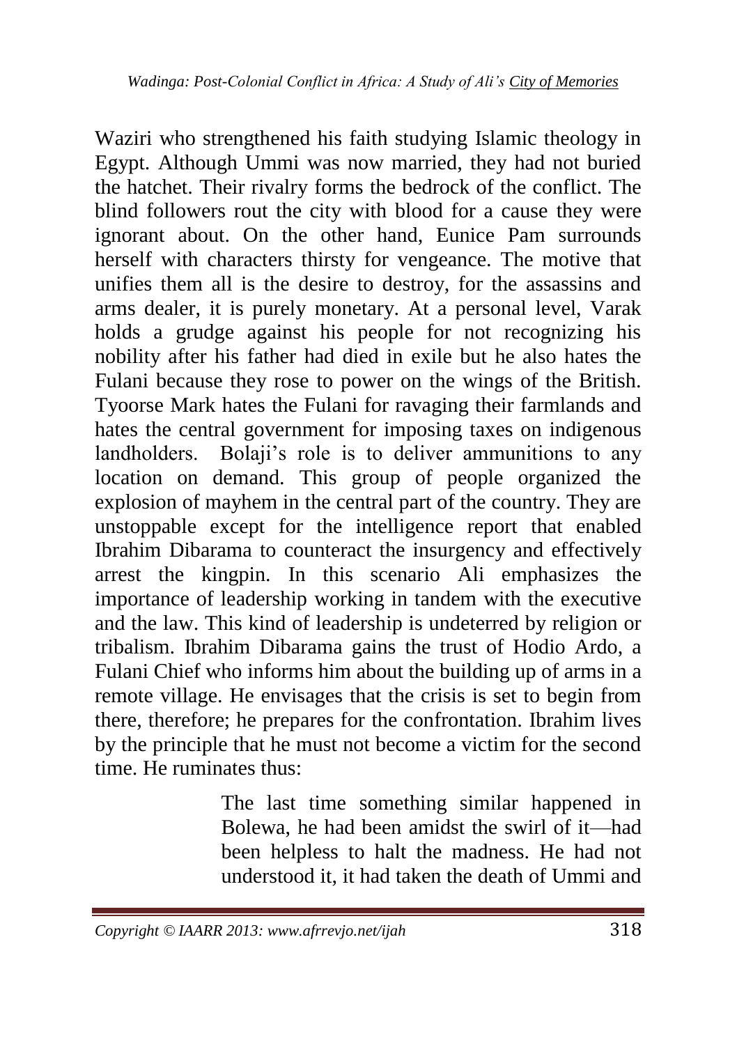Waziri who strengthened his faith studying Islamic theology in Egypt. Although Ummi was now married, they had not buried the hatchet. Their rivalry forms the bedrock of the conflict. The blind followers rout the city with blood for a cause they were ignorant about. On the other hand, Eunice Pam surrounds herself with characters thirsty for vengeance. The motive that unifies them all is the desire to destroy, for the assassins and arms dealer, it is purely monetary. At a personal level, Varak holds a grudge against his people for not recognizing his nobility after his father had died in exile but he also hates the Fulani because they rose to power on the wings of the British. Tyoorse Mark hates the Fulani for ravaging their farmlands and hates the central government for imposing taxes on indigenous landholders. Bolaji's role is to deliver ammunitions to any location on demand. This group of people organized the explosion of mayhem in the central part of the country. They are unstoppable except for the intelligence report that enabled Ibrahim Dibarama to counteract the insurgency and effectively arrest the kingpin. In this scenario Ali emphasizes the importance of leadership working in tandem with the executive and the law. This kind of leadership is undeterred by religion or tribalism. Ibrahim Dibarama gains the trust of Hodio Ardo, a Fulani Chief who informs him about the building up of arms in a remote village. He envisages that the crisis is set to begin from there, therefore; he prepares for the confrontation. Ibrahim lives by the principle that he must not become a victim for the second time. He ruminates thus:

> The last time something similar happened in Bolewa, he had been amidst the swirl of it—had been helpless to halt the madness. He had not understood it, it had taken the death of Ummi and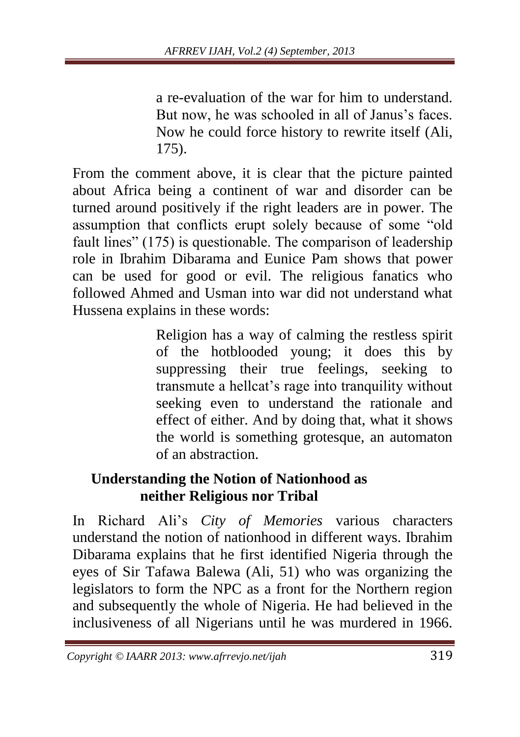> a re-evaluation of the war for him to understand. But now, he was schooled in all of Janus's faces. Now he could force history to rewrite itself (Ali, 175).

From the comment above, it is clear that the picture painted about Africa being a continent of war and disorder can be turned around positively if the right leaders are in power. The assumption that conflicts erupt solely because of some "old fault lines" (175) is questionable. The comparison of leadership role in Ibrahim Dibarama and Eunice Pam shows that power can be used for good or evil. The religious fanatics who followed Ahmed and Usman into war did not understand what Hussena explains in these words:

> Religion has a way of calming the restless spirit of the hotblooded young; it does this by suppressing their true feelings, seeking to transmute a hellcat's rage into tranquility without seeking even to understand the rationale and effect of either. And by doing that, what it shows the world is something grotesque, an automaton of an abstraction.

## Understanding the Notion of Nationhood as neither Religious nor Tribal

In Richard Ali's *City of Memories* various characters understand the notion of nationhood in different ways. Ibrahim Dibarama explains that he first identified Nigeria through the eyes of Sir Tafawa Balewa (Ali, 51) who was organizing the legislators to form the NPC as a front for the Northern region and subsequently the whole of Nigeria. He had believed in the inclusiveness of all Nigerians until he was murdered in 1966.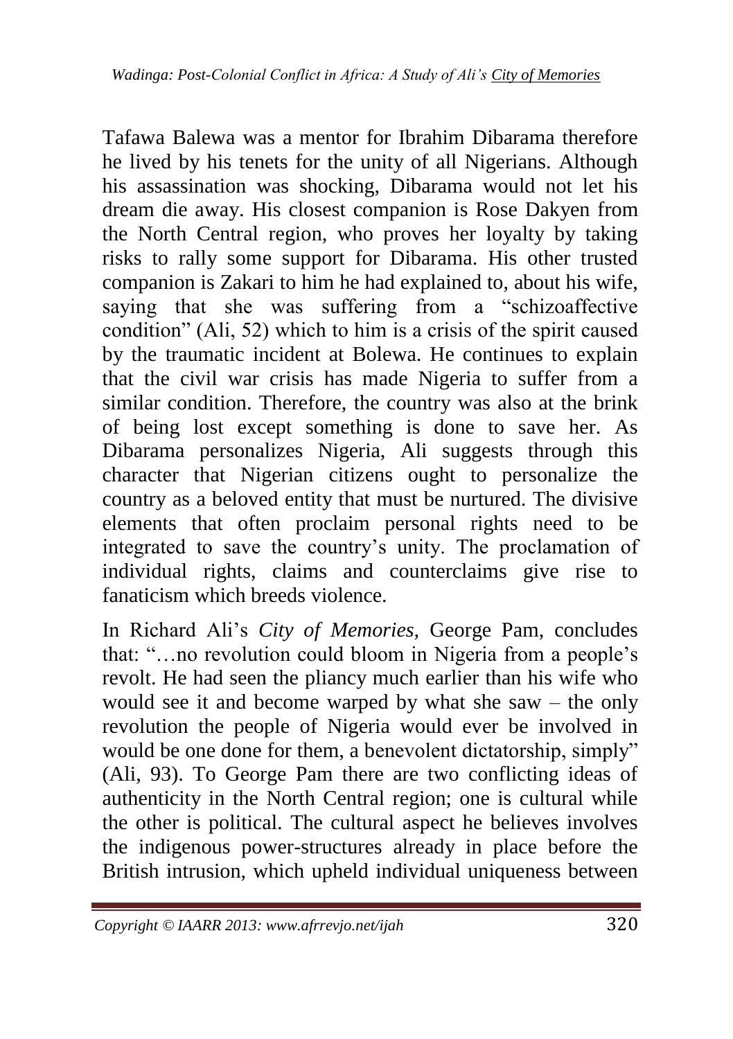Tafawa Balewa was a mentor for Ibrahim Dibarama therefore he lived by his tenets for the unity of all Nigerians. Although his assassination was shocking, Dibarama would not let his dream die away. His closest companion is Rose Dakyen from the North Central region, who proves her loyalty by taking risks to rally some support for Dibarama. His other trusted companion is Zakari to him he had explained to, about his wife, saying that she was suffering from a "schizoaffective condition" (Ali, 52) which to him is a crisis of the spirit caused by the traumatic incident at Bolewa. He continues to explain that the civil war crisis has made Nigeria to suffer from a similar condition. Therefore, the country was also at the brink of being lost except something is done to save her. As Dibarama personalizes Nigeria, Ali suggests through this character that Nigerian citizens ought to personalize the country as a beloved entity that must be nurtured. The divisive elements that often proclaim personal rights need to be integrated to save the country's unity. The proclamation of individual rights, claims and counterclaims give rise to fanaticism which breeds violence.

In Richard Ali's *City of Memories*, George Pam, concludes that: "…no revolution could bloom in Nigeria from a people's revolt. He had seen the pliancy much earlier than his wife who would see it and become warped by what she saw – the only revolution the people of Nigeria would ever be involved in would be one done for them, a benevolent dictatorship, simply" (Ali, 93). To George Pam there are two conflicting ideas of authenticity in the North Central region; one is cultural while the other is political. The cultural aspect he believes involves the indigenous power-structures already in place before the British intrusion, which upheld individual uniqueness between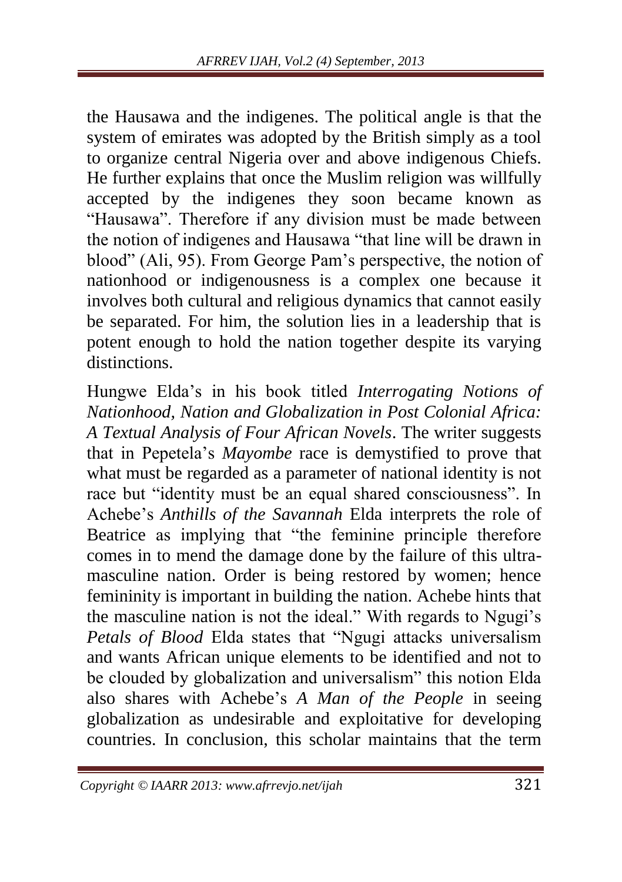the Hausawa and the indigenes. The political angle is that the system of emirates was adopted by the British simply as a tool to organize central Nigeria over and above indigenous Chiefs. He further explains that once the Muslim religion was willfully accepted by the indigenes they soon became known as "Hausawa". Therefore if any division must be made between the notion of indigenes and Hausawa "that line will be drawn in blood" (Ali, 95). From George Pam's perspective, the notion of nationhood or indigenousness is a complex one because it involves both cultural and religious dynamics that cannot easily be separated. For him, the solution lies in a leadership that is potent enough to hold the nation together despite its varying distinctions.

Hungwe Elda's in his book titled *Interrogating Notions of Nationhood, Nation and Globalization in Post Colonial Africa: A Textual Analysis of Four African Novels*. The writer suggests that in Pepetela's *Mayombe* race is demystified to prove that what must be regarded as a parameter of national identity is not race but "identity must be an equal shared consciousness". In Achebe's *Anthills of the Savannah* Elda interprets the role of Beatrice as implying that "the feminine principle therefore comes in to mend the damage done by the failure of this ultra-masculine nation. Order is being restored by women; hence femininity is important in building the nation. Achebe hints that the masculine nation is not the ideal." With regards to Ngugi's *Petals of Blood* Elda states that "Ngugi attacks universalism and wants African unique elements to be identified and not to be clouded by globalization and universalism" this notion Elda also shares with Achebe's *A Man of the People* in seeing globalization as undesirable and exploitative for developing countries. In conclusion, this scholar maintains that the term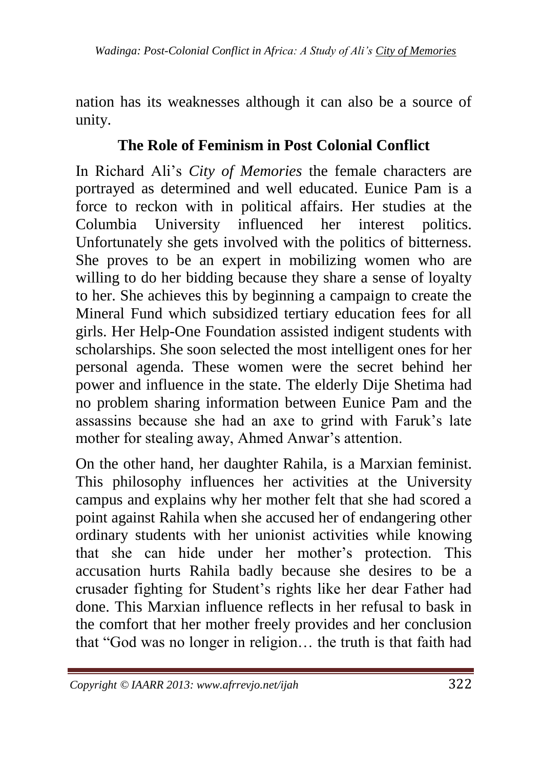nation has its weaknesses although it can also be a source of unity.

## The Role of Feminism in Post Colonial Conflict

In Richard Ali's *City of Memories* the female characters are portrayed as determined and well educated. Eunice Pam is a force to reckon with in political affairs. Her studies at the Columbia University influenced her interest politics. Unfortunately she gets involved with the politics of bitterness. She proves to be an expert in mobilizing women who are willing to do her bidding because they share a sense of loyalty to her. She achieves this by beginning a campaign to create the Mineral Fund which subsidized tertiary education fees for all girls. Her Help-One Foundation assisted indigent students with scholarships. She soon selected the most intelligent ones for her personal agenda. These women were the secret behind her power and influence in the state. The elderly Dije Shetima had no problem sharing information between Eunice Pam and the assassins because she had an axe to grind with Faruk's late mother for stealing away, Ahmed Anwar's attention.

On the other hand, her daughter Rahila, is a Marxian feminist. This philosophy influences her activities at the University campus and explains why her mother felt that she had scored a point against Rahila when she accused her of endangering other ordinary students with her unionist activities while knowing that she can hide under her mother's protection. This accusation hurts Rahila badly because she desires to be a crusader fighting for Student's rights like her dear Father had done. This Marxian influence reflects in her refusal to bask in the comfort that her mother freely provides and her conclusion that "God was no longer in religion… the truth is that faith had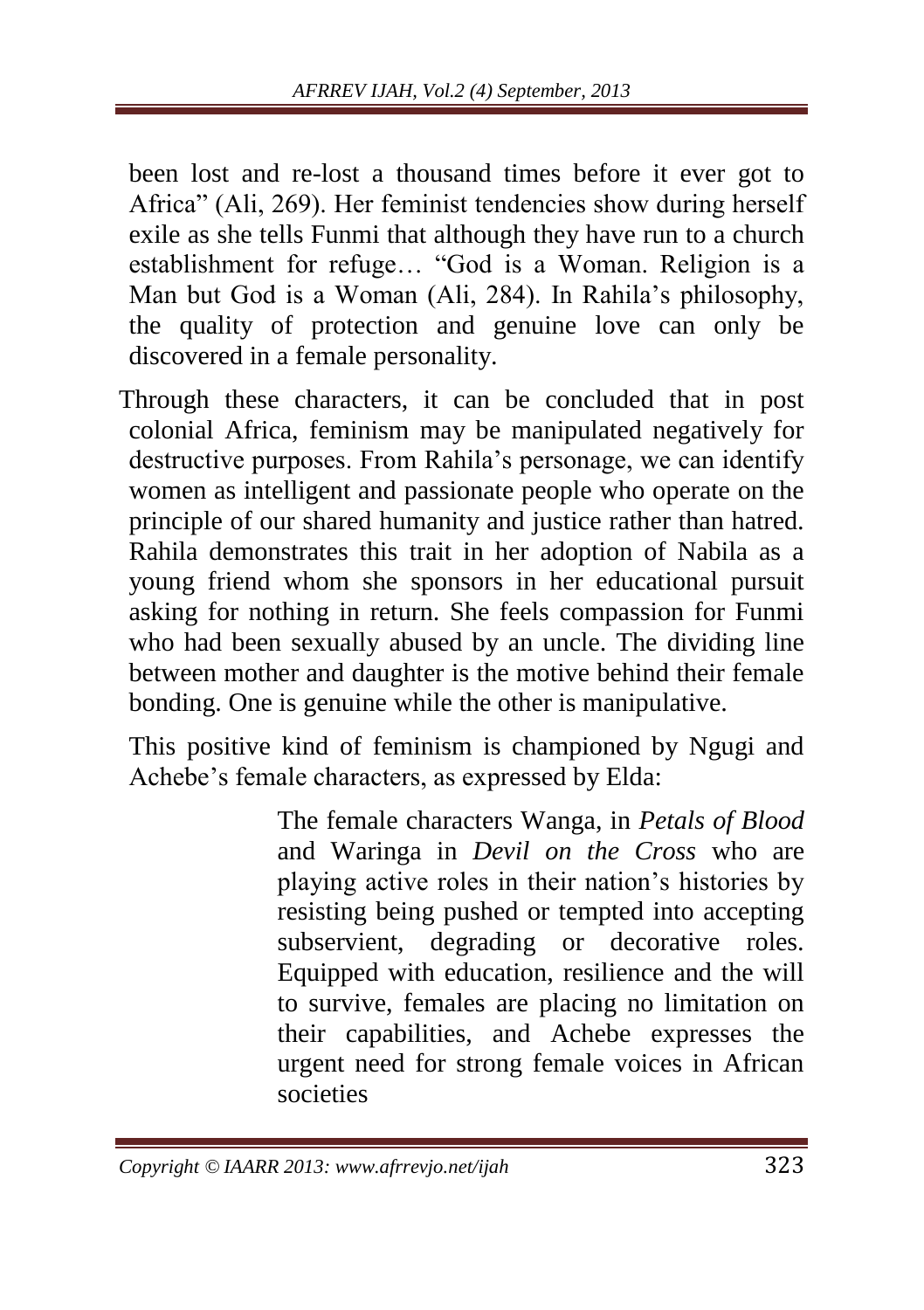been lost and re-lost a thousand times before it ever got to Africa" (Ali, 269). Her feminist tendencies show during herself exile as she tells Funmi that although they have run to a church establishment for refuge… "God is a Woman. Religion is a Man but God is a Woman (Ali, 284). In Rahila's philosophy, the quality of protection and genuine love can only be discovered in a female personality.

Through these characters, it can be concluded that in post colonial Africa, feminism may be manipulated negatively for destructive purposes. From Rahila's personage, we can identify women as intelligent and passionate people who operate on the principle of our shared humanity and justice rather than hatred. Rahila demonstrates this trait in her adoption of Nabila as a young friend whom she sponsors in her educational pursuit asking for nothing in return. She feels compassion for Funmi who had been sexually abused by an uncle. The dividing line between mother and daughter is the motive behind their female bonding. One is genuine while the other is manipulative.

This positive kind of feminism is championed by Ngugi and Achebe's female characters, as expressed by Elda:

> The female characters Wanga, in *Petals of Blood* and Waringa in *Devil on the Cross* who are playing active roles in their nation's histories by resisting being pushed or tempted into accepting subservient, degrading or decorative roles. Equipped with education, resilience and the will to survive, females are placing no limitation on their capabilities, and Achebe expresses the urgent need for strong female voices in African societies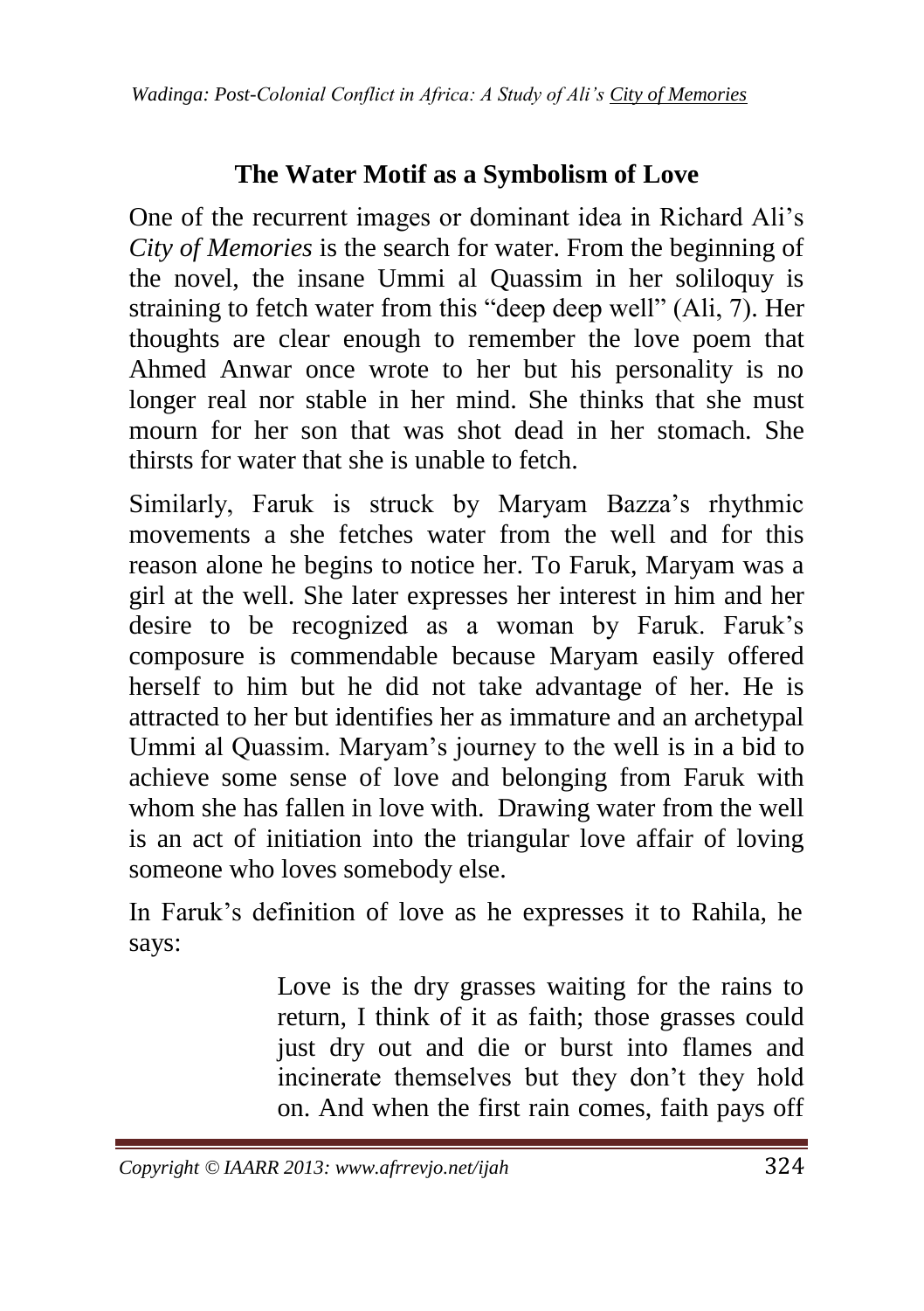## The Water Motif as a Symbolism of Love

One of the recurrent images or dominant idea in Richard Ali's *City of Memories* is the search for water. From the beginning of the novel, the insane Ummi al Quassim in her soliloquy is straining to fetch water from this "deep deep well" (Ali, 7). Her thoughts are clear enough to remember the love poem that Ahmed Anwar once wrote to her but his personality is no longer real nor stable in her mind. She thinks that she must mourn for her son that was shot dead in her stomach. She thirsts for water that she is unable to fetch.

Similarly, Faruk is struck by Maryam Bazza's rhythmic movements a she fetches water from the well and for this reason alone he begins to notice her. To Faruk, Maryam was a girl at the well. She later expresses her interest in him and her desire to be recognized as a woman by Faruk. Faruk's composure is commendable because Maryam easily offered herself to him but he did not take advantage of her. He is attracted to her but identifies her as immature and an archetypal Ummi al Quassim. Maryam's journey to the well is in a bid to achieve some sense of love and belonging from Faruk with whom she has fallen in love with. Drawing water from the well is an act of initiation into the triangular love affair of loving someone who loves somebody else.

In Faruk's definition of love as he expresses it to Rahila, he says:

> Love is the dry grasses waiting for the rains to return, I think of it as faith; those grasses could just dry out and die or burst into flames and incinerate themselves but they don't they hold on. And when the first rain comes, faith pays off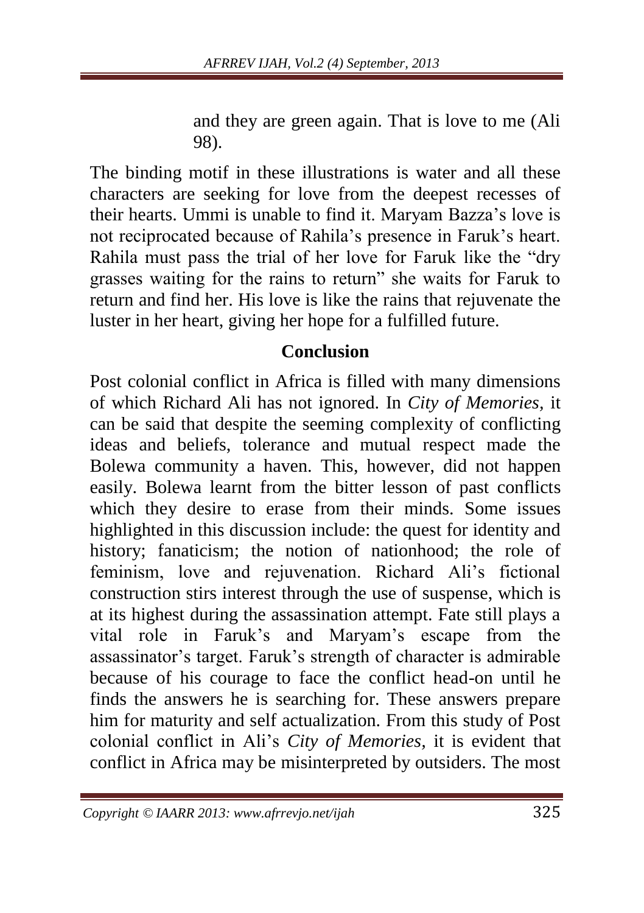> and they are green again. That is love to me (Ali 98).

The binding motif in these illustrations is water and all these characters are seeking for love from the deepest recesses of their hearts. Ummi is unable to find it. Maryam Bazza's love is not reciprocated because of Rahila's presence in Faruk's heart. Rahila must pass the trial of her love for Faruk like the "dry grasses waiting for the rains to return" she waits for Faruk to return and find her. His love is like the rains that rejuvenate the luster in her heart, giving her hope for a fulfilled future.

## Conclusion

Post colonial conflict in Africa is filled with many dimensions of which Richard Ali has not ignored. In *City of Memories,* it can be said that despite the seeming complexity of conflicting ideas and beliefs, tolerance and mutual respect made the Bolewa community a haven. This, however, did not happen easily. Bolewa learnt from the bitter lesson of past conflicts which they desire to erase from their minds. Some issues highlighted in this discussion include: the quest for identity and history; fanaticism; the notion of nationhood; the role of feminism, love and rejuvenation. Richard Ali's fictional construction stirs interest through the use of suspense, which is at its highest during the assassination attempt. Fate still plays a vital role in Faruk's and Maryam's escape from the assassinator's target. Faruk's strength of character is admirable because of his courage to face the conflict head-on until he finds the answers he is searching for. These answers prepare him for maturity and self actualization. From this study of Post colonial conflict in Ali's *City of Memories,* it is evident that conflict in Africa may be misinterpreted by outsiders. The most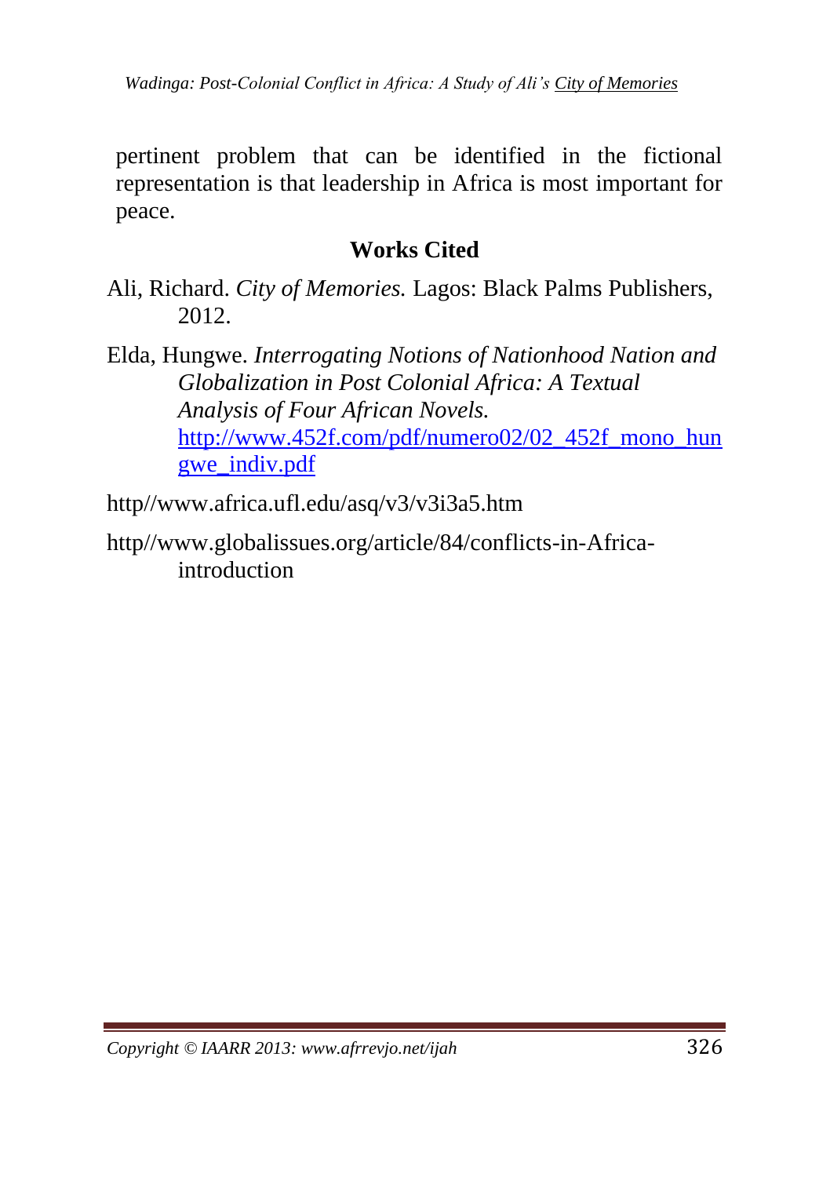pertinent problem that can be identified in the fictional representation is that leadership in Africa is most important for peace.

## Works Cited

Ali, Richard. *City of Memories.* Lagos: Black Palms Publishers, 2012.

Elda, Hungwe. *Interrogating Notions of Nationhood Nation and Globalization in Post Colonial Africa: A Textual Analysis of Four African Novels.* http://www.452f.com/pdf/numero02/02_452f_mono_hungwe_indiv.pdf

http//www.africa.ufl.edu/asq/v3/v3i3a5.htm

http//www.globalissues.org/article/84/conflicts-in-Africa-introduction